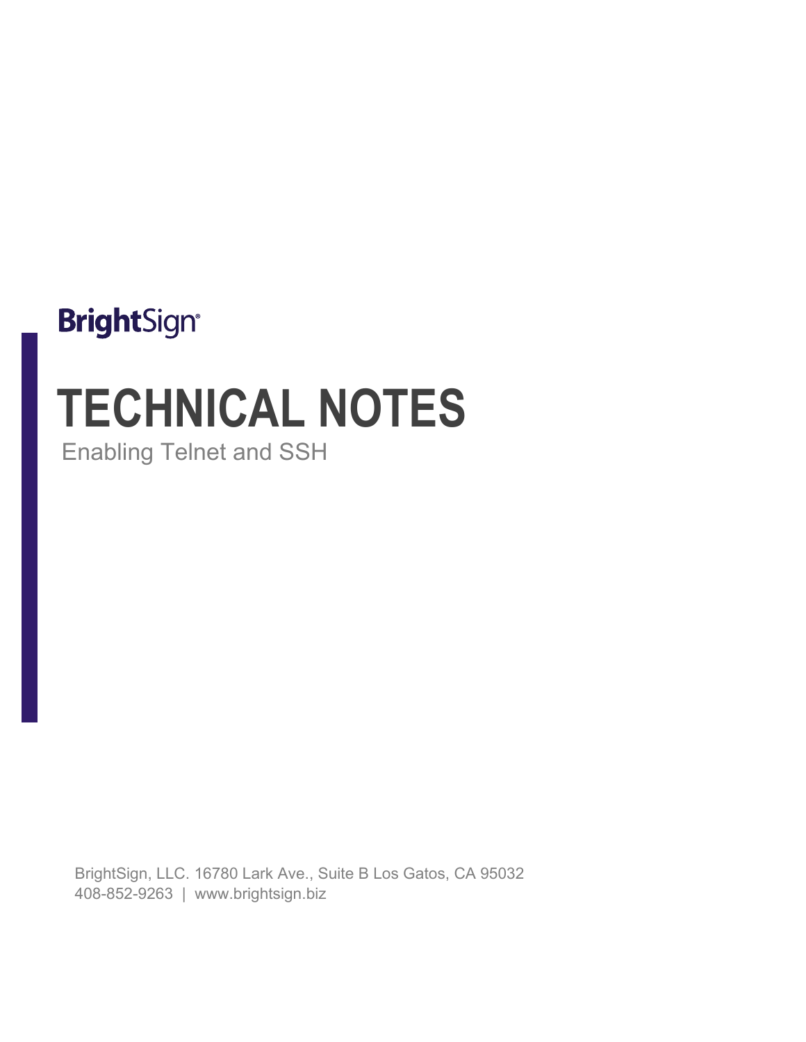BrightSign®

# TECHNICAL NOTES

Enabling Telnet and SSH

BrightSign, LLC. 16780 Lark Ave., Suite B Los Gatos, CA 95032
408-852-9263 | www.brightsign.biz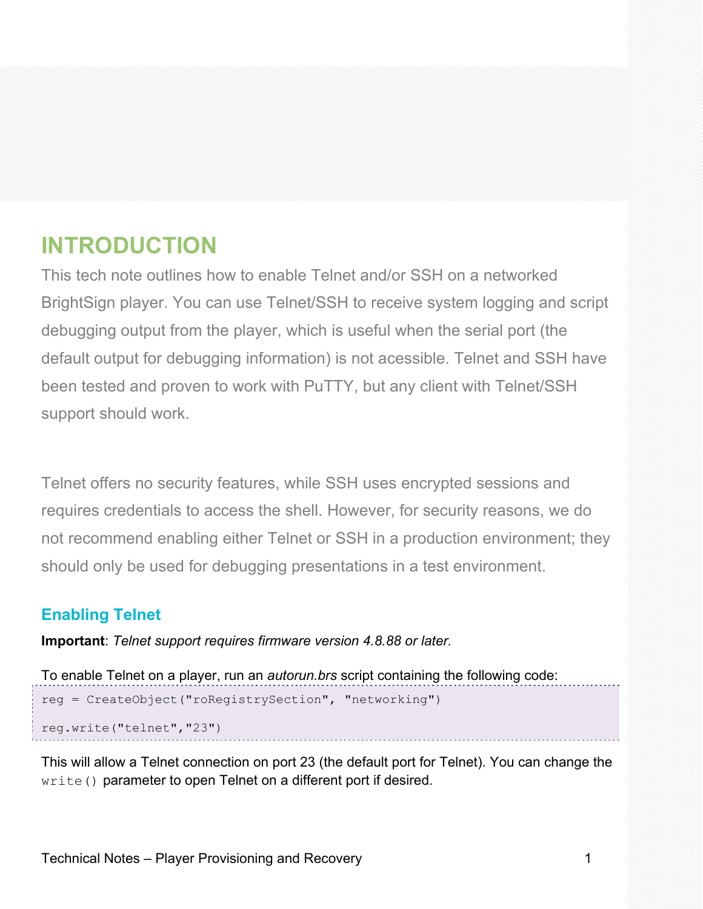# INTRODUCTION

This tech note outlines how to enable Telnet and/or SSH on a networked BrightSign player. You can use Telnet/SSH to receive system logging and script debugging output from the player, which is useful when the serial port (the default output for debugging information) is not acessible. Telnet and SSH have been tested and proven to work with PuTTY, but any client with Telnet/SSH support should work.

Telnet offers no security features, while SSH uses encrypted sessions and requires credentials to access the shell. However, for security reasons, we do not recommend enabling either Telnet or SSH in a production environment; they should only be used for debugging presentations in a test environment.

## Enabling Telnet

**Important**: *Telnet support requires firmware version 4.8.88 or later.*

To enable Telnet on a player, run an *autorun.brs* script containing the following code:

```
reg = CreateObject("roRegistrySection", "networking")
reg.write("telnet","23")
```

This will allow a Telnet connection on port 23 (the default port for Telnet). You can change the `write()` parameter to open Telnet on a different port if desired.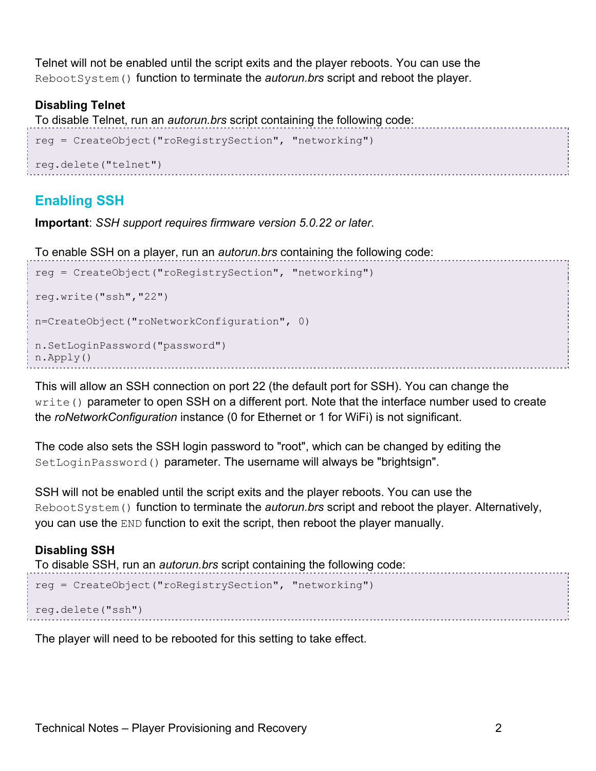Telnet will not be enabled until the script exits and the player reboots. You can use the `RebootSystem()` function to terminate the *autorun.brs* script and reboot the player.

**Disabling Telnet**

To disable Telnet, run an *autorun.brs* script containing the following code:

```
reg = CreateObject("roRegistrySection", "networking")

reg.delete("telnet")
```

## Enabling SSH

**Important**: *SSH support requires firmware version 5.0.22 or later.*

To enable SSH on a player, run an *autorun.brs* containing the following code:

```
reg = CreateObject("roRegistrySection", "networking")

reg.write("ssh","22")

n=CreateObject("roNetworkConfiguration", 0)

n.SetLoginPassword("password")
n.Apply()
```

This will allow an SSH connection on port 22 (the default port for SSH). You can change the `write()` parameter to open SSH on a different port. Note that the interface number used to create the *roNetworkConfiguration* instance (0 for Ethernet or 1 for WiFi) is not significant.

The code also sets the SSH login password to "root", which can be changed by editing the `SetLoginPassword()` parameter. The username will always be "brightsign".

SSH will not be enabled until the script exits and the player reboots. You can use the `RebootSystem()` function to terminate the *autorun.brs* script and reboot the player. Alternatively, you can use the `END` function to exit the script, then reboot the player manually.

**Disabling SSH**

To disable SSH, run an *autorun.brs* script containing the following code:

```
reg = CreateObject("roRegistrySection", "networking")

reg.delete("ssh")
```

The player will need to be rebooted for this setting to take effect.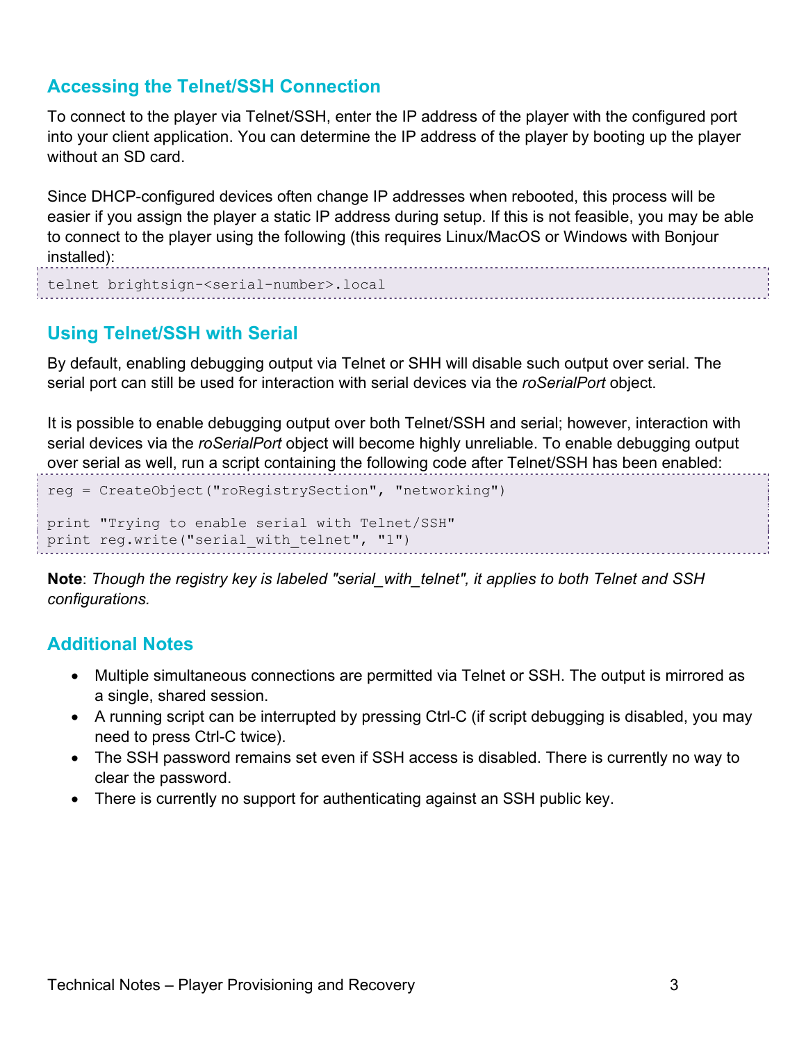## Accessing the Telnet/SSH Connection

To connect to the player via Telnet/SSH, enter the IP address of the player with the configured port into your client application. You can determine the IP address of the player by booting up the player without an SD card.

Since DHCP-configured devices often change IP addresses when rebooted, this process will be easier if you assign the player a static IP address during setup. If this is not feasible, you may be able to connect to the player using the following (this requires Linux/MacOS or Windows with Bonjour installed):

```
telnet brightsign-<serial-number>.local
```

## Using Telnet/SSH with Serial

By default, enabling debugging output via Telnet or SHH will disable such output over serial. The serial port can still be used for interaction with serial devices via the *roSerialPort* object.

It is possible to enable debugging output over both Telnet/SSH and serial; however, interaction with serial devices via the *roSerialPort* object will become highly unreliable. To enable debugging output over serial as well, run a script containing the following code after Telnet/SSH has been enabled:

```
reg = CreateObject("roRegistrySection", "networking")

print "Trying to enable serial with Telnet/SSH"
print reg.write("serial_with_telnet", "1")
```

**Note**: *Though the registry key is labeled "serial_with_telnet", it applies to both Telnet and SSH configurations.*

## Additional Notes

- Multiple simultaneous connections are permitted via Telnet or SSH. The output is mirrored as a single, shared session.
- A running script can be interrupted by pressing Ctrl-C (if script debugging is disabled, you may need to press Ctrl-C twice).
- The SSH password remains set even if SSH access is disabled. There is currently no way to clear the password.
- There is currently no support for authenticating against an SSH public key.